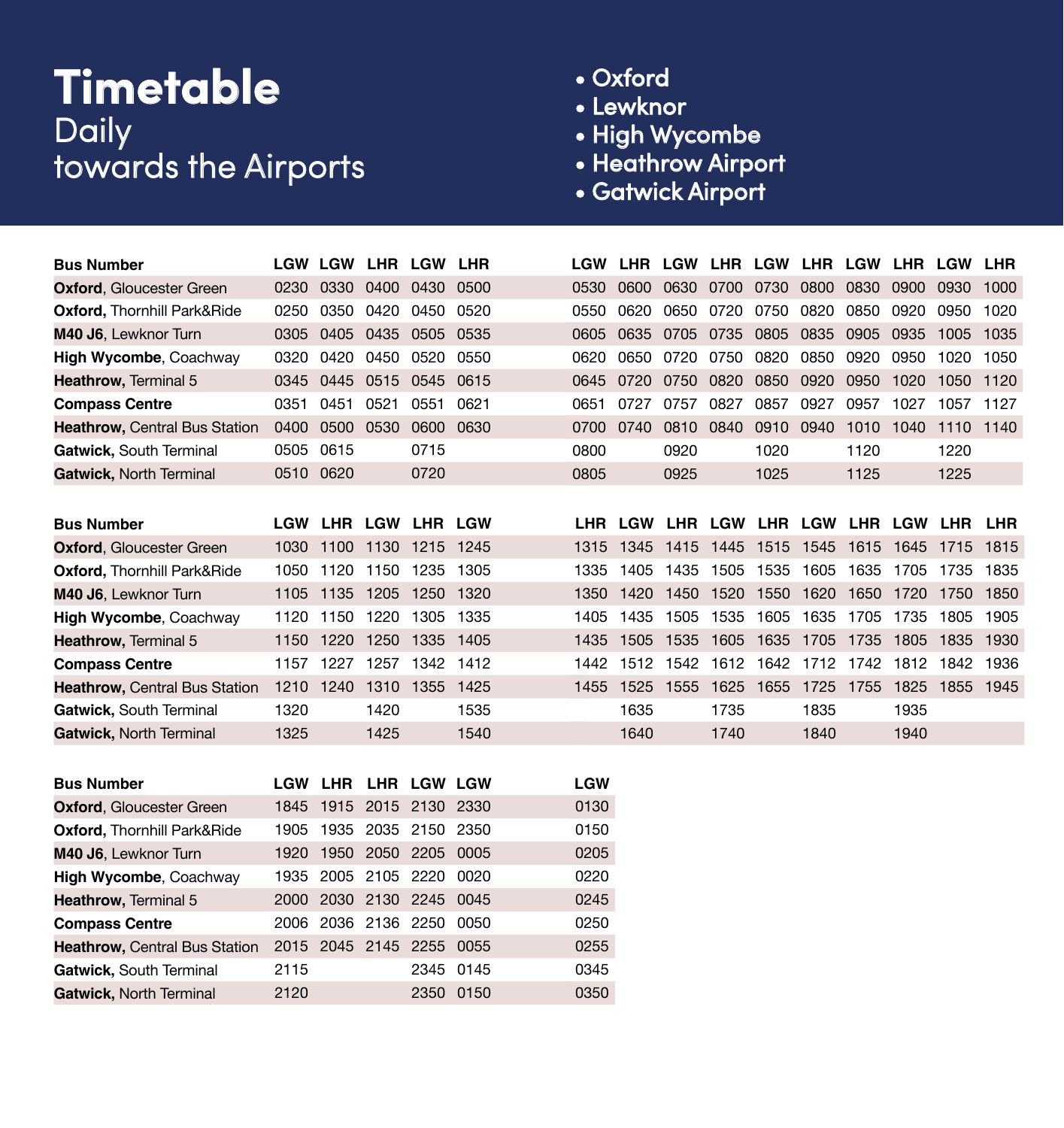# Timetable

## Daily
## towards the Airports

- Oxford
- Lewknor
- High Wycombe
- Heathrow Airport
- Gatwick Airport

| Bus Number | LGW | LGW | LHR | LGW | LHR | LGW | LHR | LGW | LHR | LGW | LHR | LGW | LHR | LGW | LHR |
|---|---|---|---|---|---|---|---|---|---|---|---|---|---|---|---|
| **Oxford**, Gloucester Green | 0230 | 0330 | 0400 | 0430 | 0500 | 0530 | 0600 | 0630 | 0700 | 0730 | 0800 | 0830 | 0900 | 0930 | 1000 |
| **Oxford,** Thornhill Park&Ride | 0250 | 0350 | 0420 | 0450 | 0520 | 0550 | 0620 | 0650 | 0720 | 0750 | 0820 | 0850 | 0920 | 0950 | 1020 |
| **M40 J6**, Lewknor Turn | 0305 | 0405 | 0435 | 0505 | 0535 | 0605 | 0635 | 0705 | 0735 | 0805 | 0835 | 0905 | 0935 | 1005 | 1035 |
| **High Wycombe**, Coachway | 0320 | 0420 | 0450 | 0520 | 0550 | 0620 | 0650 | 0720 | 0750 | 0820 | 0850 | 0920 | 0950 | 1020 | 1050 |
| **Heathrow,** Terminal 5 | 0345 | 0445 | 0515 | 0545 | 0615 | 0645 | 0720 | 0750 | 0820 | 0850 | 0920 | 0950 | 1020 | 1050 | 1120 |
| **Compass Centre** | 0351 | 0451 | 0521 | 0551 | 0621 | 0651 | 0727 | 0757 | 0827 | 0857 | 0927 | 0957 | 1027 | 1057 | 1127 |
| **Heathrow,** Central Bus Station | 0400 | 0500 | 0530 | 0600 | 0630 | 0700 | 0740 | 0810 | 0840 | 0910 | 0940 | 1010 | 1040 | 1110 | 1140 |
| **Gatwick,** South Terminal | 0505 | 0615 | | 0715 | | 0800 | | 0920 | | 1020 | | 1120 | | 1220 | |
| **Gatwick,** North Terminal | 0510 | 0620 | | 0720 | | 0805 | | 0925 | | 1025 | | 1125 | | 1225 | |

| Bus Number | LGW | LHR | LGW | LHR | LGW | LHR | LGW | LHR | LGW | LHR | LGW | LHR | LGW | LHR | LHR |
|---|---|---|---|---|---|---|---|---|---|---|---|---|---|---|---|
| **Oxford**, Gloucester Green | 1030 | 1100 | 1130 | 1215 | 1245 | 1315 | 1345 | 1415 | 1445 | 1515 | 1545 | 1615 | 1645 | 1715 | 1815 |
| **Oxford,** Thornhill Park&Ride | 1050 | 1120 | 1150 | 1235 | 1305 | 1335 | 1405 | 1435 | 1505 | 1535 | 1605 | 1635 | 1705 | 1735 | 1835 |
| **M40 J6**, Lewknor Turn | 1105 | 1135 | 1205 | 1250 | 1320 | 1350 | 1420 | 1450 | 1520 | 1550 | 1620 | 1650 | 1720 | 1750 | 1850 |
| **High Wycombe**, Coachway | 1120 | 1150 | 1220 | 1305 | 1335 | 1405 | 1435 | 1505 | 1535 | 1605 | 1635 | 1705 | 1735 | 1805 | 1905 |
| **Heathrow,** Terminal 5 | 1150 | 1220 | 1250 | 1335 | 1405 | 1435 | 1505 | 1535 | 1605 | 1635 | 1705 | 1735 | 1805 | 1835 | 1930 |
| **Compass Centre** | 1157 | 1227 | 1257 | 1342 | 1412 | 1442 | 1512 | 1542 | 1612 | 1642 | 1712 | 1742 | 1812 | 1842 | 1936 |
| **Heathrow,** Central Bus Station | 1210 | 1240 | 1310 | 1355 | 1425 | 1455 | 1525 | 1555 | 1625 | 1655 | 1725 | 1755 | 1825 | 1855 | 1945 |
| **Gatwick,** South Terminal | 1320 | | 1420 | | 1535 | | 1635 | | 1735 | | 1835 | | 1935 | | |
| **Gatwick,** North Terminal | 1325 | | 1425 | | 1540 | | 1640 | | 1740 | | 1840 | | 1940 | | |

| Bus Number | LGW | LHR | LHR | LGW | LGW | LGW |
|---|---|---|---|---|---|---|
| **Oxford**, Gloucester Green | 1845 | 1915 | 2015 | 2130 | 2330 | 0130 |
| **Oxford,** Thornhill Park&Ride | 1905 | 1935 | 2035 | 2150 | 2350 | 0150 |
| **M40 J6**, Lewknor Turn | 1920 | 1950 | 2050 | 2205 | 0005 | 0205 |
| **High Wycombe**, Coachway | 1935 | 2005 | 2105 | 2220 | 0020 | 0220 |
| **Heathrow,** Terminal 5 | 2000 | 2030 | 2130 | 2245 | 0045 | 0245 |
| **Compass Centre** | 2006 | 2036 | 2136 | 2250 | 0050 | 0250 |
| **Heathrow,** Central Bus Station | 2015 | 2045 | 2145 | 2255 | 0055 | 0255 |
| **Gatwick,** South Terminal | 2115 | | | 2345 | 0145 | 0345 |
| **Gatwick,** North Terminal | 2120 | | | 2350 | 0150 | 0350 |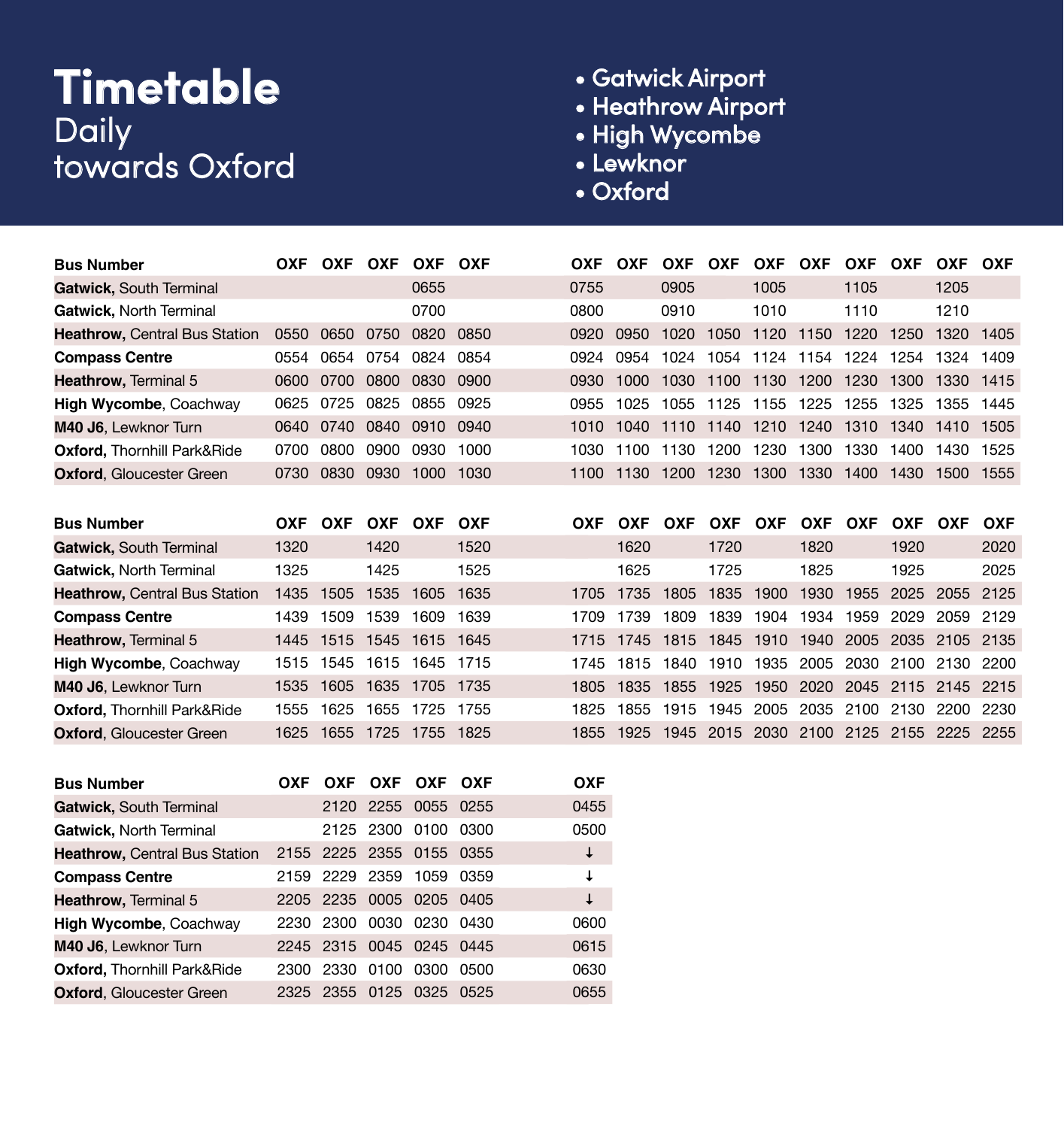# Timetable

Daily
towards Oxford

- Gatwick Airport
- Heathrow Airport
- High Wycombe
- Lewknor
- Oxford

| Bus Number | OXF | OXF | OXF | OXF | OXF | OXF | OXF | OXF | OXF | OXF | OXF | OXF | OXF | OXF | OXF |
|---|---|---|---|---|---|---|---|---|---|---|---|---|---|---|---|
| **Gatwick,** South Terminal | | | | 0655 | | 0755 | | 0905 | | 1005 | | 1105 | | 1205 | |
| **Gatwick,** North Terminal | | | | 0700 | | 0800 | | 0910 | | 1010 | | 1110 | | 1210 | |
| **Heathrow,** Central Bus Station | 0550 | 0650 | 0750 | 0820 | 0850 | 0920 | 0950 | 1020 | 1050 | 1120 | 1150 | 1220 | 1250 | 1320 | 1405 |
| **Compass Centre** | 0554 | 0654 | 0754 | 0824 | 0854 | 0924 | 0954 | 1024 | 1054 | 1124 | 1154 | 1224 | 1254 | 1324 | 1409 |
| **Heathrow,** Terminal 5 | 0600 | 0700 | 0800 | 0830 | 0900 | 0930 | 1000 | 1030 | 1100 | 1130 | 1200 | 1230 | 1300 | 1330 | 1415 |
| **High Wycombe,** Coachway | 0625 | 0725 | 0825 | 0855 | 0925 | 0955 | 1025 | 1055 | 1125 | 1155 | 1225 | 1255 | 1325 | 1355 | 1445 |
| **M40 J6,** Lewknor Turn | 0640 | 0740 | 0840 | 0910 | 0940 | 1010 | 1040 | 1110 | 1140 | 1210 | 1240 | 1310 | 1340 | 1410 | 1505 |
| **Oxford,** Thornhill Park&Ride | 0700 | 0800 | 0900 | 0930 | 1000 | 1030 | 1100 | 1130 | 1200 | 1230 | 1300 | 1330 | 1400 | 1430 | 1525 |
| **Oxford,** Gloucester Green | 0730 | 0830 | 0930 | 1000 | 1030 | 1100 | 1130 | 1200 | 1230 | 1300 | 1330 | 1400 | 1430 | 1500 | 1555 |

| Bus Number | OXF | OXF | OXF | OXF | OXF | OXF | OXF | OXF | OXF | OXF | OXF | OXF | OXF | OXF | OXF |
|---|---|---|---|---|---|---|---|---|---|---|---|---|---|---|---|
| **Gatwick,** South Terminal | 1320 | | 1420 | | 1520 | | 1620 | | 1720 | | 1820 | | 1920 | | 2020 |
| **Gatwick,** North Terminal | 1325 | | 1425 | | 1525 | | 1625 | | 1725 | | 1825 | | 1925 | | 2025 |
| **Heathrow,** Central Bus Station | 1435 | 1505 | 1535 | 1605 | 1635 | 1705 | 1735 | 1805 | 1835 | 1900 | 1930 | 1955 | 2025 | 2055 | 2125 |
| **Compass Centre** | 1439 | 1509 | 1539 | 1609 | 1639 | 1709 | 1739 | 1809 | 1839 | 1904 | 1934 | 1959 | 2029 | 2059 | 2129 |
| **Heathrow,** Terminal 5 | 1445 | 1515 | 1545 | 1615 | 1645 | 1715 | 1745 | 1815 | 1845 | 1910 | 1940 | 2005 | 2035 | 2105 | 2135 |
| **High Wycombe,** Coachway | 1515 | 1545 | 1615 | 1645 | 1715 | 1745 | 1815 | 1840 | 1910 | 1935 | 2005 | 2030 | 2100 | 2130 | 2200 |
| **M40 J6,** Lewknor Turn | 1535 | 1605 | 1635 | 1705 | 1735 | 1805 | 1835 | 1855 | 1925 | 1950 | 2020 | 2045 | 2115 | 2145 | 2215 |
| **Oxford,** Thornhill Park&Ride | 1555 | 1625 | 1655 | 1725 | 1755 | 1825 | 1855 | 1915 | 1945 | 2005 | 2035 | 2100 | 2130 | 2200 | 2230 |
| **Oxford,** Gloucester Green | 1625 | 1655 | 1725 | 1755 | 1825 | 1855 | 1925 | 1945 | 2015 | 2030 | 2100 | 2125 | 2155 | 2225 | 2255 |

| Bus Number | OXF | OXF | OXF | OXF | OXF | OXF |
|---|---|---|---|---|---|---|
| **Gatwick,** South Terminal | | 2120 | 2255 | 0055 | 0255 | 0455 |
| **Gatwick,** North Terminal | | 2125 | 2300 | 0100 | 0300 | 0500 |
| **Heathrow,** Central Bus Station | 2155 | 2225 | 2355 | 0155 | 0355 | ↓ |
| **Compass Centre** | 2159 | 2229 | 2359 | 1059 | 0359 | ↓ |
| **Heathrow,** Terminal 5 | 2205 | 2235 | 0005 | 0205 | 0405 | ↓ |
| **High Wycombe,** Coachway | 2230 | 2300 | 0030 | 0230 | 0430 | 0600 |
| **M40 J6,** Lewknor Turn | 2245 | 2315 | 0045 | 0245 | 0445 | 0615 |
| **Oxford,** Thornhill Park&Ride | 2300 | 2330 | 0100 | 0300 | 0500 | 0630 |
| **Oxford,** Gloucester Green | 2325 | 2355 | 0125 | 0325 | 0525 | 0655 |